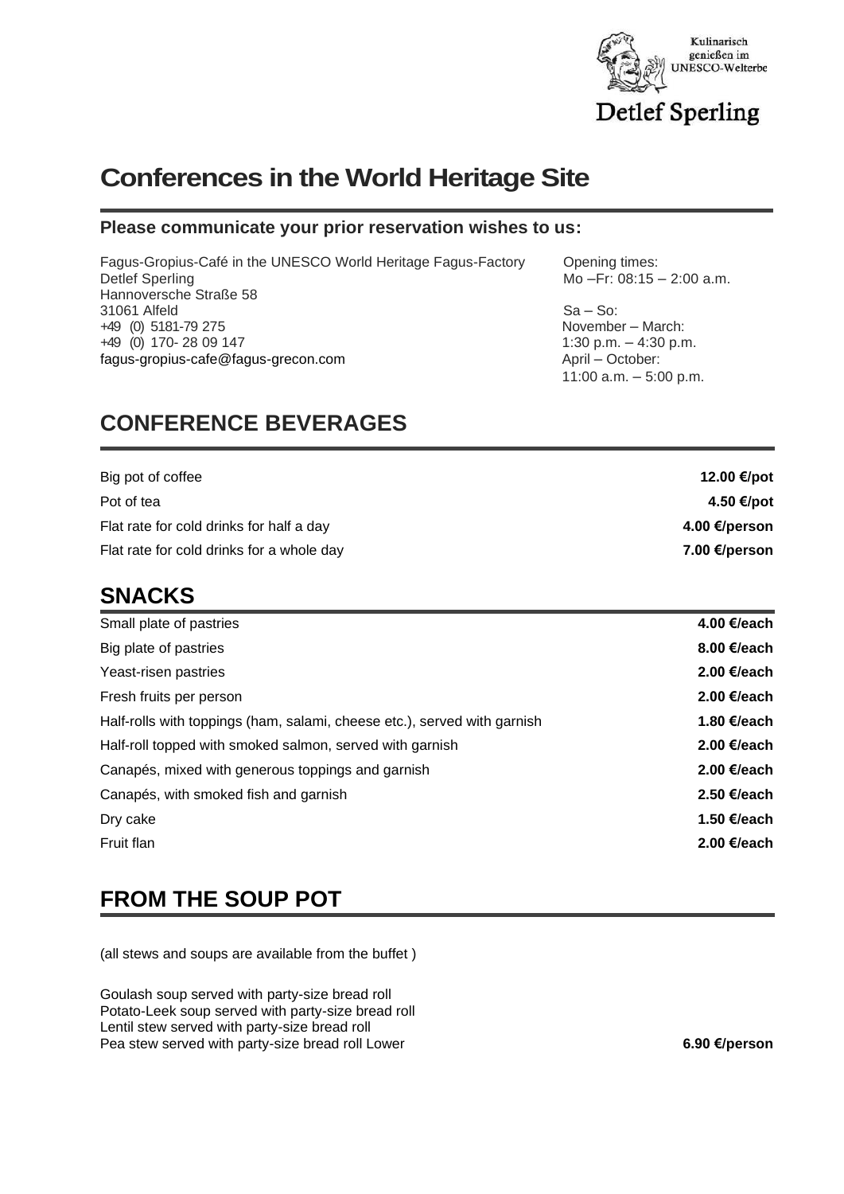Kulinarisch genießen im UNESCO-Welterbe

Detlef Sperling

# Conferences in the World Heritage Site

**Please communicate your prior reservation wishes to us:**

Fagus-Gropius-Café in the UNESCO World Heritage Fagus-Factory
Detlef Sperling
Hannoversche Straße 58
31061 Alfeld
+49 (0) 5181-79 275
+49 (0) 170- 28 09 147
fagus-gropius-cafe@fagus-grecon.com

Opening times:
Mo –Fr: 08:15 – 2:00 a.m.

Sa – So:
November – March:
1:30 p.m. – 4:30 p.m.
April – October:
11:00 a.m. – 5:00 p.m.

## CONFERENCE BEVERAGES

| | |
|---|---|
| Big pot of coffee | **12.00 €/pot** |
| Pot of tea | **4.50 €/pot** |
| Flat rate for cold drinks for half a day | **4.00 €/person** |
| Flat rate for cold drinks for a whole day | **7.00 €/person** |

## SNACKS

| | |
|---|---|
| Small plate of pastries | **4.00 €/each** |
| Big plate of pastries | **8.00 €/each** |
| Yeast-risen pastries | **2.00 €/each** |
| Fresh fruits per person | **2.00 €/each** |
| Half-rolls with toppings (ham, salami, cheese etc.), served with garnish | **1.80 €/each** |
| Half-roll topped with smoked salmon, served with garnish | **2.00 €/each** |
| Canapés, mixed with generous toppings and garnish | **2.00 €/each** |
| Canapés, with smoked fish and garnish | **2.50 €/each** |
| Dry cake | **1.50 €/each** |
| Fruit flan | **2.00 €/each** |

## FROM THE SOUP POT

(all stews and soups are available from the buffet )

Goulash soup served with party-size bread roll
Potato-Leek soup served with party-size bread roll
Lentil stew served with party-size bread roll
Pea stew served with party-size bread roll Lower **6.90 €/person**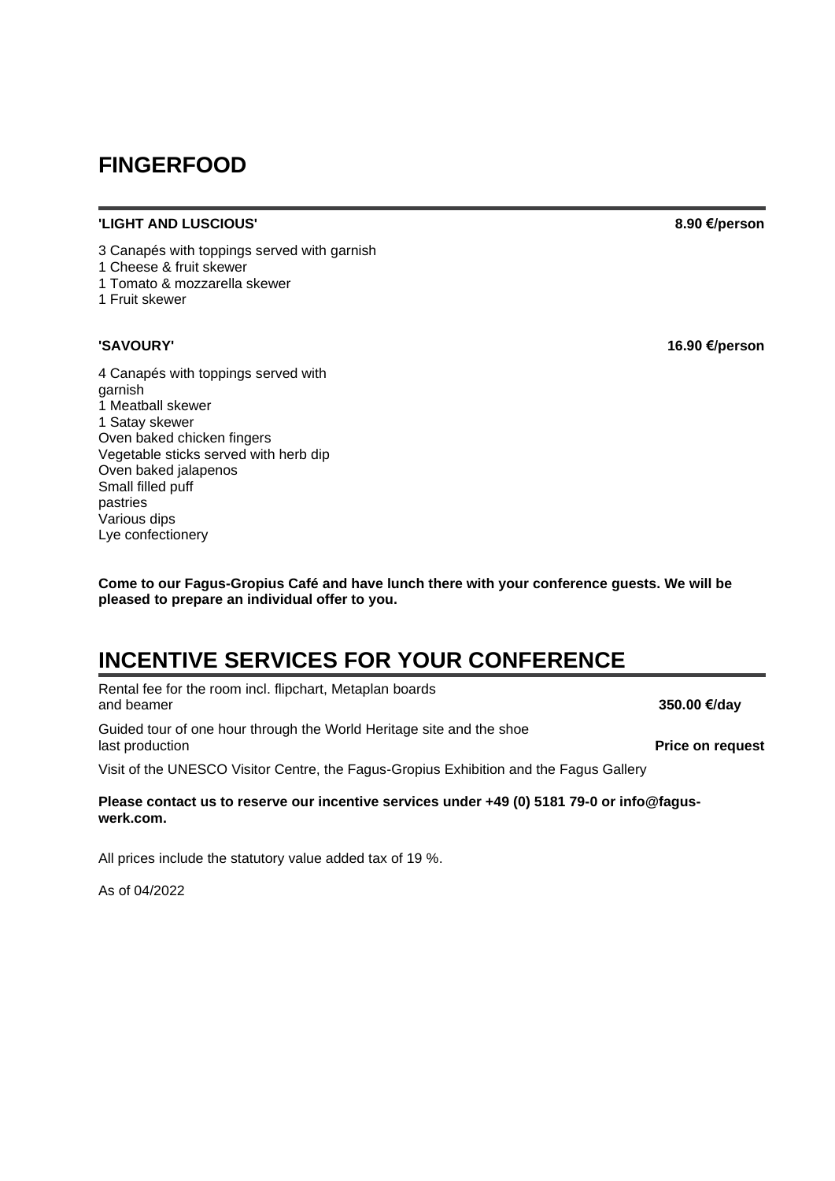## FINGERFOOD

**'LIGHT AND LUSCIOUS'** **8.90 €/person**

3 Canapés with toppings served with garnish
1 Cheese & fruit skewer
1 Tomato & mozzarella skewer
1 Fruit skewer

**'SAVOURY'** **16.90 €/person**

4 Canapés with toppings served with garnish
1 Meatball skewer
1 Satay skewer
Oven baked chicken fingers
Vegetable sticks served with herb dip
Oven baked jalapenos
Small filled puff pastries
Various dips
Lye confectionery

**Come to our Fagus-Gropius Café and have lunch there with your conference guests. We will be pleased to prepare an individual offer to you.**

## INCENTIVE SERVICES FOR YOUR CONFERENCE

Rental fee for the room incl. flipchart, Metaplan boards and beamer **350.00 €/day**

Guided tour of one hour through the World Heritage site and the shoe last production **Price on request**

Visit of the UNESCO Visitor Centre, the Fagus-Gropius Exhibition and the Fagus Gallery

**Please contact us to reserve our incentive services under +49 (0) 5181 79-0 or info@fagus-werk.com.**

All prices include the statutory value added tax of 19 %.

As of 04/2022